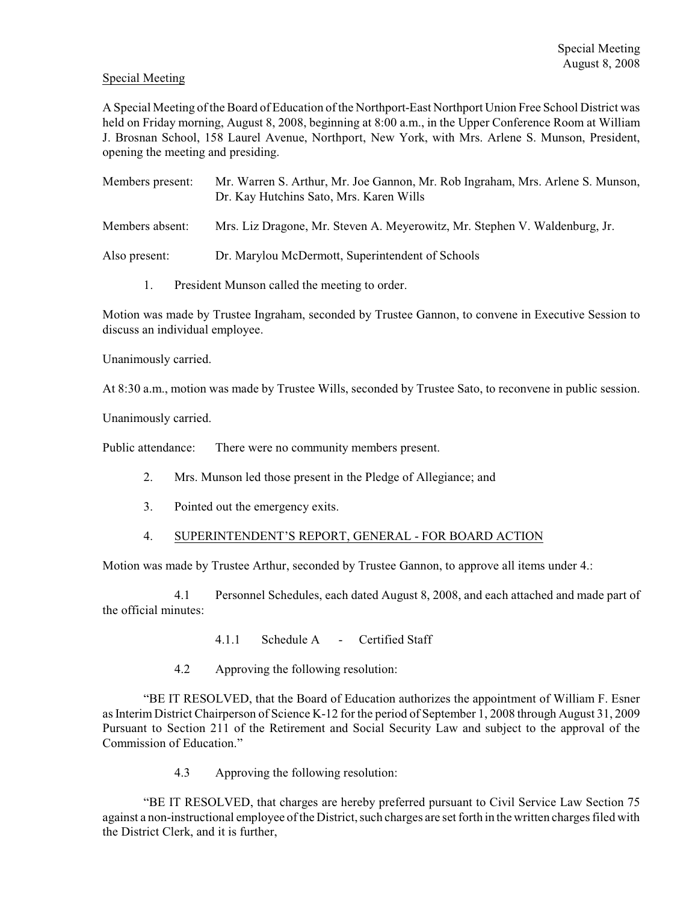Special Meeting

A Special Meeting of the Board of Education of the Northport-East Northport Union Free School District was held on Friday morning, August 8, 2008, beginning at 8:00 a.m., in the Upper Conference Room at William J. Brosnan School, 158 Laurel Avenue, Northport, New York, with Mrs. Arlene S. Munson, President, opening the meeting and presiding.

Members present: Mr. Warren S. Arthur, Mr. Joe Gannon, Mr. Rob Ingraham, Mrs. Arlene S. Munson, Dr. Kay Hutchins Sato, Mrs. Karen Wills

Members absent: Mrs. Liz Dragone, Mr. Steven A. Meyerowitz, Mr. Stephen V. Waldenburg, Jr.

Also present: Dr. Marylou McDermott, Superintendent of Schools

1. President Munson called the meeting to order.

Motion was made by Trustee Ingraham, seconded by Trustee Gannon, to convene in Executive Session to discuss an individual employee.

Unanimously carried.

At 8:30 a.m., motion was made by Trustee Wills, seconded by Trustee Sato, to reconvene in public session.

Unanimously carried.

Public attendance: There were no community members present.

2. Mrs. Munson led those present in the Pledge of Allegiance; and

3. Pointed out the emergency exits.

4. SUPERINTENDENT'S REPORT, GENERAL - FOR BOARD ACTION

Motion was made by Trustee Arthur, seconded by Trustee Gannon, to approve all items under 4.:

4.1 Personnel Schedules, each dated August 8, 2008, and each attached and made part of the official minutes:

4.1.1 Schedule A - Certified Staff

4.2 Approving the following resolution:

"BE IT RESOLVED, that the Board of Education authorizes the appointment of William F. Esner as Interim District Chairperson of Science K-12 for the period of September 1, 2008 through August 31, 2009 Pursuant to Section 211 of the Retirement and Social Security Law and subject to the approval of the Commission of Education."

4.3 Approving the following resolution:

"BE IT RESOLVED, that charges are hereby preferred pursuant to Civil Service Law Section 75 against a non-instructional employee of the District, such charges are set forth in the written charges filed with the District Clerk, and it is further,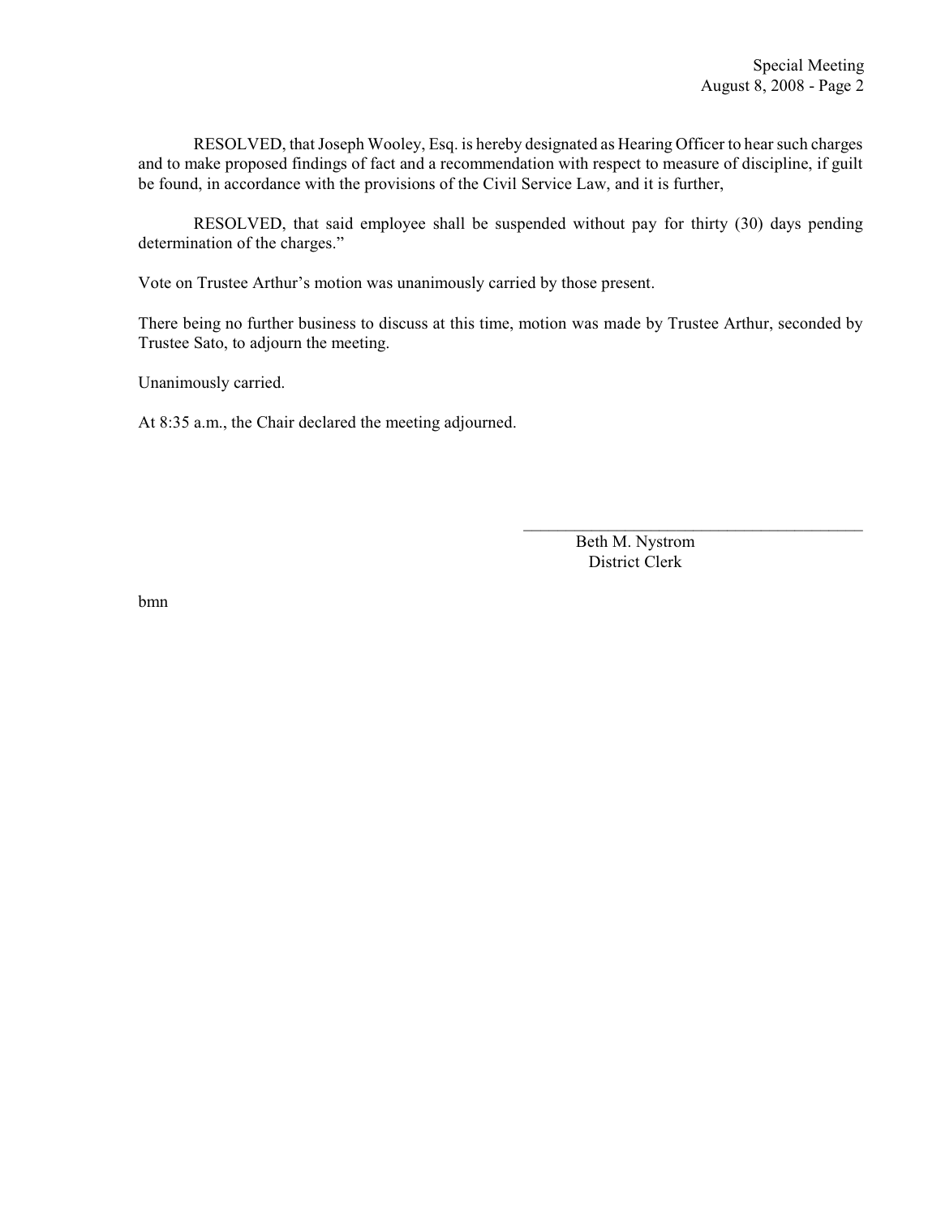RESOLVED, that Joseph Wooley, Esq. is hereby designated as Hearing Officer to hear such charges and to make proposed findings of fact and a recommendation with respect to measure of discipline, if guilt be found, in accordance with the provisions of the Civil Service Law, and it is further,

RESOLVED, that said employee shall be suspended without pay for thirty (30) days pending determination of the charges."

Vote on Trustee Arthur's motion was unanimously carried by those present.

There being no further business to discuss at this time, motion was made by Trustee Arthur, seconded by Trustee Sato, to adjourn the meeting.

Unanimously carried.

At 8:35 a.m., the Chair declared the meeting adjourned.

\_\_\_\_\_\_\_\_\_\_\_\_\_\_\_\_\_\_\_\_\_\_\_\_\_\_\_\_\_\_\_\_\_\_\_\_\_\_

Beth M. Nystrom
District Clerk

bmn